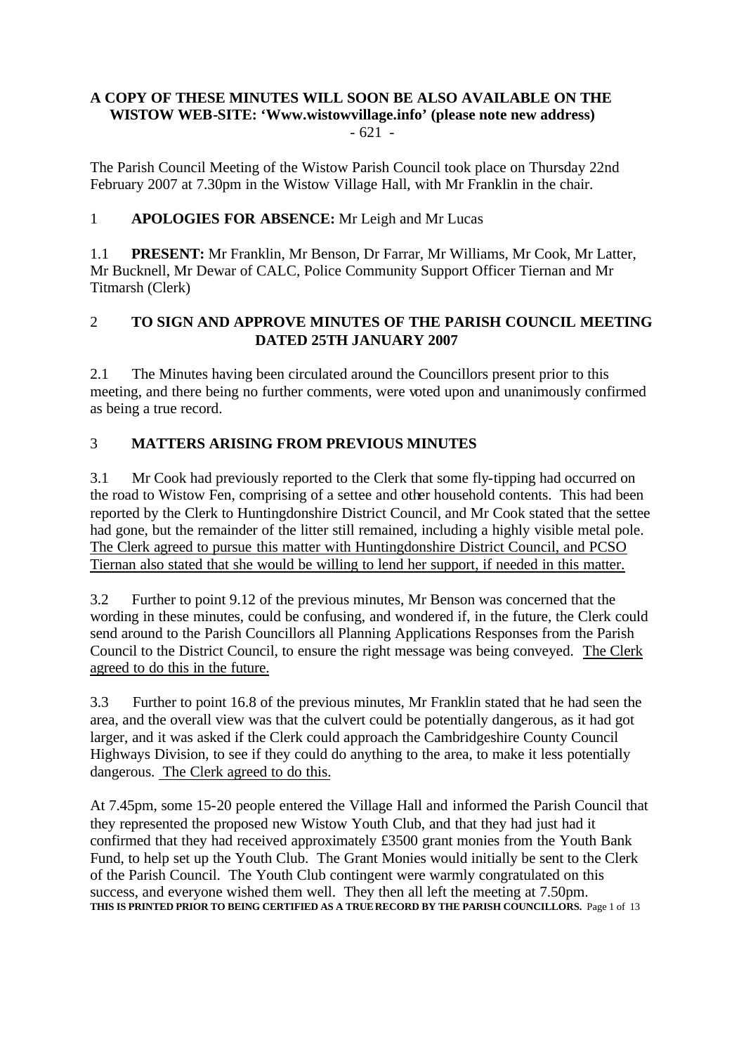**A COPY OF THESE MINUTES WILL SOON BE ALSO AVAILABLE ON THE WISTOW WEB-SITE: 'Www.wistowvillage.info' (please note new address)**

- 621 -

The Parish Council Meeting of the Wistow Parish Council took place on Thursday 22nd February 2007 at 7.30pm in the Wistow Village Hall, with Mr Franklin in the chair.

## 1 APOLOGIES FOR ABSENCE: Mr Leigh and Mr Lucas

1.1 **PRESENT:** Mr Franklin, Mr Benson, Dr Farrar, Mr Williams, Mr Cook, Mr Latter, Mr Bucknell, Mr Dewar of CALC, Police Community Support Officer Tiernan and Mr Titmarsh (Clerk)

## 2 TO SIGN AND APPROVE MINUTES OF THE PARISH COUNCIL MEETING DATED 25TH JANUARY 2007

2.1 The Minutes having been circulated around the Councillors present prior to this meeting, and there being no further comments, were voted upon and unanimously confirmed as being a true record.

## 3 MATTERS ARISING FROM PREVIOUS MINUTES

3.1 Mr Cook had previously reported to the Clerk that some fly-tipping had occurred on the road to Wistow Fen, comprising of a settee and other household contents. This had been reported by the Clerk to Huntingdonshire District Council, and Mr Cook stated that the settee had gone, but the remainder of the litter still remained, including a highly visible metal pole. <u>The Clerk agreed to pursue this matter with Huntingdonshire District Council, and PCSO Tiernan also stated that she would be willing to lend her support, if needed in this matter.</u>

3.2 Further to point 9.12 of the previous minutes, Mr Benson was concerned that the wording in these minutes, could be confusing, and wondered if, in the future, the Clerk could send around to the Parish Councillors all Planning Applications Responses from the Parish Council to the District Council, to ensure the right message was being conveyed. <u>The Clerk agreed to do this in the future.</u>

3.3 Further to point 16.8 of the previous minutes, Mr Franklin stated that he had seen the area, and the overall view was that the culvert could be potentially dangerous, as it had got larger, and it was asked if the Clerk could approach the Cambridgeshire County Council Highways Division, to see if they could do anything to the area, to make it less potentially dangerous. <u>The Clerk agreed to do this.</u>

At 7.45pm, some 15-20 people entered the Village Hall and informed the Parish Council that they represented the proposed new Wistow Youth Club, and that they had just had it confirmed that they had received approximately £3500 grant monies from the Youth Bank Fund, to help set up the Youth Club. The Grant Monies would initially be sent to the Clerk of the Parish Council. The Youth Club contingent were warmly congratulated on this success, and everyone wished them well. They then all left the meeting at 7.50pm.

**THIS IS PRINTED PRIOR TO BEING CERTIFIED AS A TRUE RECORD BY THE PARISH COUNCILLORS.**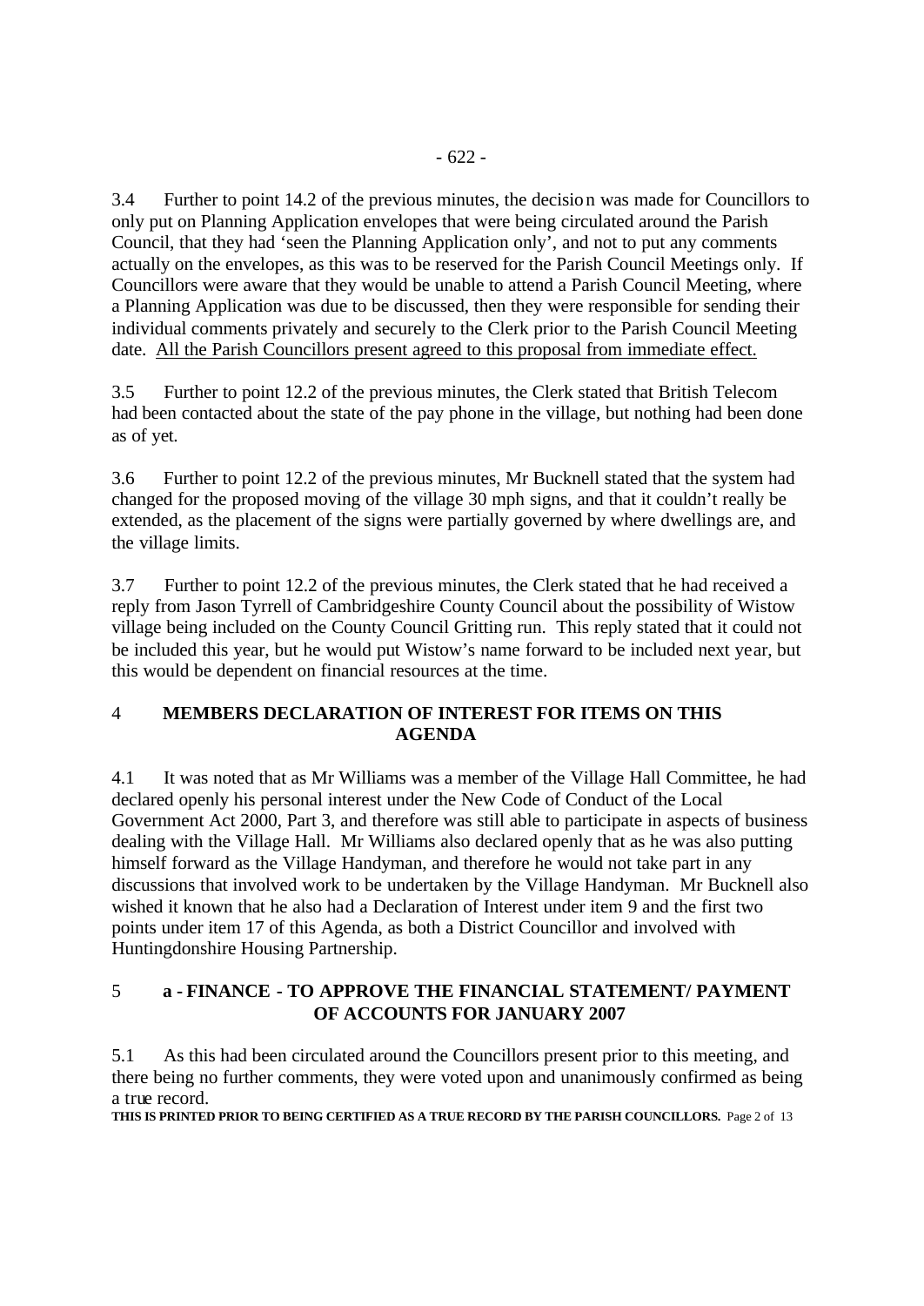3.4 Further to point 14.2 of the previous minutes, the decision was made for Councillors to only put on Planning Application envelopes that were being circulated around the Parish Council, that they had 'seen the Planning Application only', and not to put any comments actually on the envelopes, as this was to be reserved for the Parish Council Meetings only. If Councillors were aware that they would be unable to attend a Parish Council Meeting, where a Planning Application was due to be discussed, then they were responsible for sending their individual comments privately and securely to the Clerk prior to the Parish Council Meeting date. <u>All the Parish Councillors present agreed to this proposal from immediate effect.</u>

3.5 Further to point 12.2 of the previous minutes, the Clerk stated that British Telecom had been contacted about the state of the pay phone in the village, but nothing had been done as of yet.

3.6 Further to point 12.2 of the previous minutes, Mr Bucknell stated that the system had changed for the proposed moving of the village 30 mph signs, and that it couldn't really be extended, as the placement of the signs were partially governed by where dwellings are, and the village limits.

3.7 Further to point 12.2 of the previous minutes, the Clerk stated that he had received a reply from Jason Tyrrell of Cambridgeshire County Council about the possibility of Wistow village being included on the County Council Gritting run. This reply stated that it could not be included this year, but he would put Wistow's name forward to be included next year, but this would be dependent on financial resources at the time.

## 4 MEMBERS DECLARATION OF INTEREST FOR ITEMS ON THIS AGENDA

4.1 It was noted that as Mr Williams was a member of the Village Hall Committee, he had declared openly his personal interest under the New Code of Conduct of the Local Government Act 2000, Part 3, and therefore was still able to participate in aspects of business dealing with the Village Hall. Mr Williams also declared openly that as he was also putting himself forward as the Village Handyman, and therefore he would not take part in any discussions that involved work to be undertaken by the Village Handyman. Mr Bucknell also wished it known that he also had a Declaration of Interest under item 9 and the first two points under item 17 of this Agenda, as both a District Councillor and involved with Huntingdonshire Housing Partnership.

## 5 a - FINANCE - TO APPROVE THE FINANCIAL STATEMENT/ PAYMENT OF ACCOUNTS FOR JANUARY 2007

5.1 As this had been circulated around the Councillors present prior to this meeting, and there being no further comments, they were voted upon and unanimously confirmed as being a true record.

**THIS IS PRINTED PRIOR TO BEING CERTIFIED AS A TRUE RECORD BY THE PARISH COUNCILLORS.**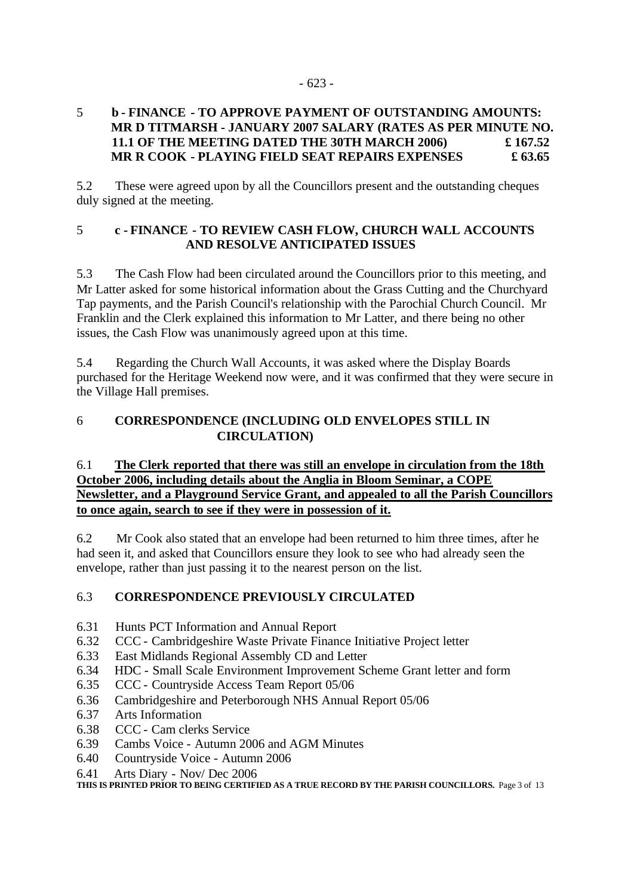## 5 b - FINANCE - TO APPROVE PAYMENT OF OUTSTANDING AMOUNTS: MR D TITMARSH - JANUARY 2007 SALARY (RATES AS PER MINUTE NO. 11.1 OF THE MEETING DATED THE 30TH MARCH 2006) £ 167.52 MR R COOK - PLAYING FIELD SEAT REPAIRS EXPENSES £ 63.65

5.2 These were agreed upon by all the Councillors present and the outstanding cheques duly signed at the meeting.

## 5 c - FINANCE - TO REVIEW CASH FLOW, CHURCH WALL ACCOUNTS AND RESOLVE ANTICIPATED ISSUES

5.3 The Cash Flow had been circulated around the Councillors prior to this meeting, and Mr Latter asked for some historical information about the Grass Cutting and the Churchyard Tap payments, and the Parish Council's relationship with the Parochial Church Council. Mr Franklin and the Clerk explained this information to Mr Latter, and there being no other issues, the Cash Flow was unanimously agreed upon at this time.

5.4 Regarding the Church Wall Accounts, it was asked where the Display Boards purchased for the Heritage Weekend now were, and it was confirmed that they were secure in the Village Hall premises.

## 6 CORRESPONDENCE (INCLUDING OLD ENVELOPES STILL IN CIRCULATION)

6.1 **The Clerk reported that there was still an envelope in circulation from the 18th October 2006, including details about the Anglia in Bloom Seminar, a COPE Newsletter, and a Playground Service Grant, and appealed to all the Parish Councillors to once again, search to see if they were in possession of it.**

6.2 Mr Cook also stated that an envelope had been returned to him three times, after he had seen it, and asked that Councillors ensure they look to see who had already seen the envelope, rather than just passing it to the nearest person on the list.

### 6.3 CORRESPONDENCE PREVIOUSLY CIRCULATED

6.31 Hunts PCT Information and Annual Report
6.32 CCC - Cambridgeshire Waste Private Finance Initiative Project letter
6.33 East Midlands Regional Assembly CD and Letter
6.34 HDC - Small Scale Environment Improvement Scheme Grant letter and form
6.35 CCC - Countryside Access Team Report 05/06
6.36 Cambridgeshire and Peterborough NHS Annual Report 05/06
6.37 Arts Information
6.38 CCC - Cam clerks Service
6.39 Cambs Voice - Autumn 2006 and AGM Minutes
6.40 Countryside Voice - Autumn 2006
6.41 Arts Diary - Nov/ Dec 2006

**THIS IS PRINTED PRIOR TO BEING CERTIFIED AS A TRUE RECORD BY THE PARISH COUNCILLORS.**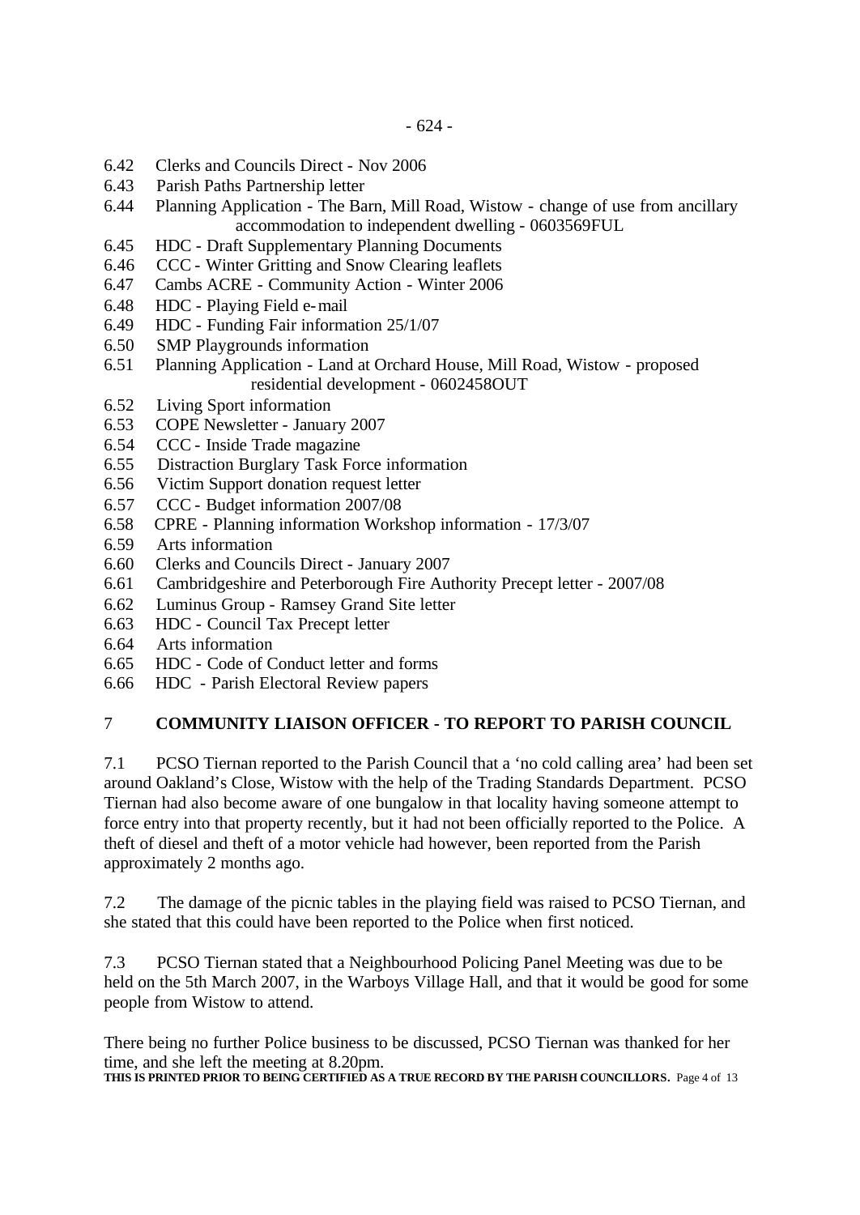6.42 Clerks and Councils Direct - Nov 2006
6.43 Parish Paths Partnership letter
6.44 Planning Application - The Barn, Mill Road, Wistow - change of use from ancillary accommodation to independent dwelling - 0603569FUL
6.45 HDC - Draft Supplementary Planning Documents
6.46 CCC - Winter Gritting and Snow Clearing leaflets
6.47 Cambs ACRE - Community Action - Winter 2006
6.48 HDC - Playing Field e-mail
6.49 HDC - Funding Fair information 25/1/07
6.50 SMP Playgrounds information
6.51 Planning Application - Land at Orchard House, Mill Road, Wistow - proposed residential development - 0602458OUT
6.52 Living Sport information
6.53 COPE Newsletter - January 2007
6.54 CCC - Inside Trade magazine
6.55 Distraction Burglary Task Force information
6.56 Victim Support donation request letter
6.57 CCC - Budget information 2007/08
6.58 CPRE - Planning information Workshop information - 17/3/07
6.59 Arts information
6.60 Clerks and Councils Direct - January 2007
6.61 Cambridgeshire and Peterborough Fire Authority Precept letter - 2007/08
6.62 Luminus Group - Ramsey Grand Site letter
6.63 HDC - Council Tax Precept letter
6.64 Arts information
6.65 HDC - Code of Conduct letter and forms
6.66 HDC - Parish Electoral Review papers

## 7 COMMUNITY LIAISON OFFICER - TO REPORT TO PARISH COUNCIL

7.1 PCSO Tiernan reported to the Parish Council that a 'no cold calling area' had been set around Oakland's Close, Wistow with the help of the Trading Standards Department. PCSO Tiernan had also become aware of one bungalow in that locality having someone attempt to force entry into that property recently, but it had not been officially reported to the Police. A theft of diesel and theft of a motor vehicle had however, been reported from the Parish approximately 2 months ago.

7.2 The damage of the picnic tables in the playing field was raised to PCSO Tiernan, and she stated that this could have been reported to the Police when first noticed.

7.3 PCSO Tiernan stated that a Neighbourhood Policing Panel Meeting was due to be held on the 5th March 2007, in the Warboys Village Hall, and that it would be good for some people from Wistow to attend.

There being no further Police business to be discussed, PCSO Tiernan was thanked for her time, and she left the meeting at 8.20pm.

**THIS IS PRINTED PRIOR TO BEING CERTIFIED AS A TRUE RECORD BY THE PARISH COUNCILLORS.**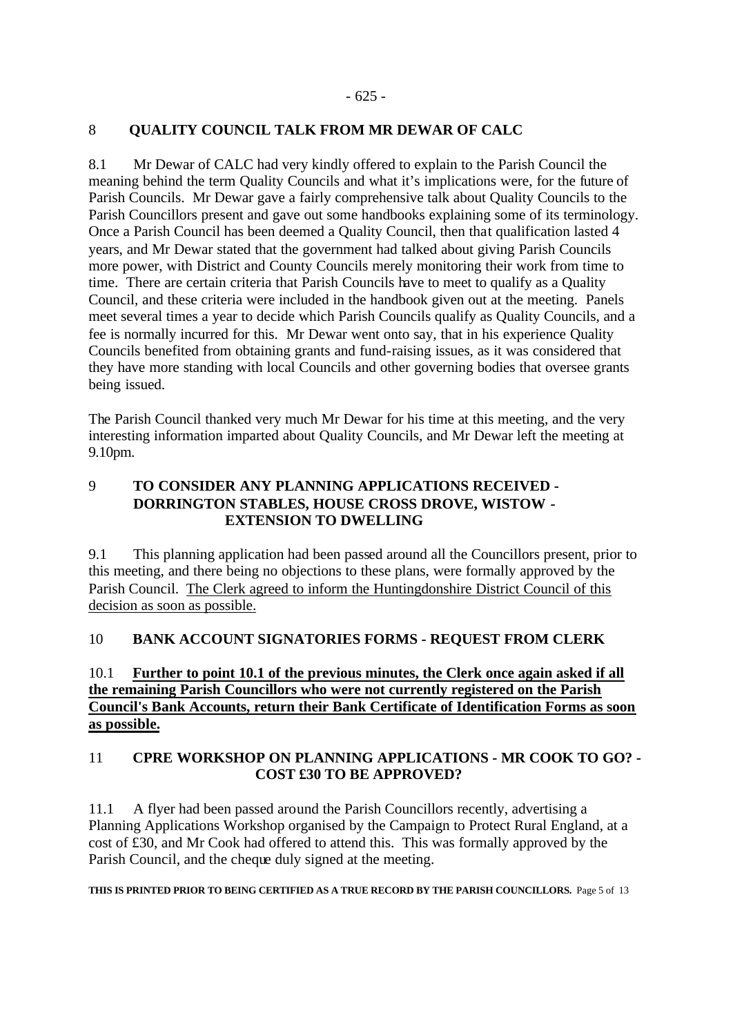## 8 QUALITY COUNCIL TALK FROM MR DEWAR OF CALC

8.1 Mr Dewar of CALC had very kindly offered to explain to the Parish Council the meaning behind the term Quality Councils and what it's implications were, for the future of Parish Councils. Mr Dewar gave a fairly comprehensive talk about Quality Councils to the Parish Councillors present and gave out some handbooks explaining some of its terminology. Once a Parish Council has been deemed a Quality Council, then that qualification lasted 4 years, and Mr Dewar stated that the government had talked about giving Parish Councils more power, with District and County Councils merely monitoring their work from time to time. There are certain criteria that Parish Councils have to meet to qualify as a Quality Council, and these criteria were included in the handbook given out at the meeting. Panels meet several times a year to decide which Parish Councils qualify as Quality Councils, and a fee is normally incurred for this. Mr Dewar went onto say, that in his experience Quality Councils benefited from obtaining grants and fund-raising issues, as it was considered that they have more standing with local Councils and other governing bodies that oversee grants being issued.

The Parish Council thanked very much Mr Dewar for his time at this meeting, and the very interesting information imparted about Quality Councils, and Mr Dewar left the meeting at 9.10pm.

## 9 TO CONSIDER ANY PLANNING APPLICATIONS RECEIVED - DORRINGTON STABLES, HOUSE CROSS DROVE, WISTOW - EXTENSION TO DWELLING

9.1 This planning application had been passed around all the Councillors present, prior to this meeting, and there being no objections to these plans, were formally approved by the Parish Council. The Clerk agreed to inform the Huntingdonshire District Council of this decision as soon as possible.

## 10 BANK ACCOUNT SIGNATORIES FORMS - REQUEST FROM CLERK

10.1 **Further to point 10.1 of the previous minutes, the Clerk once again asked if all the remaining Parish Councillors who were not currently registered on the Parish Council's Bank Accounts, return their Bank Certificate of Identification Forms as soon as possible.**

## 11 CPRE WORKSHOP ON PLANNING APPLICATIONS - MR COOK TO GO? - COST £30 TO BE APPROVED?

11.1 A flyer had been passed around the Parish Councillors recently, advertising a Planning Applications Workshop organised by the Campaign to Protect Rural England, at a cost of £30, and Mr Cook had offered to attend this. This was formally approved by the Parish Council, and the cheque duly signed at the meeting.

**THIS IS PRINTED PRIOR TO BEING CERTIFIED AS A TRUE RECORD BY THE PARISH COUNCILLORS.**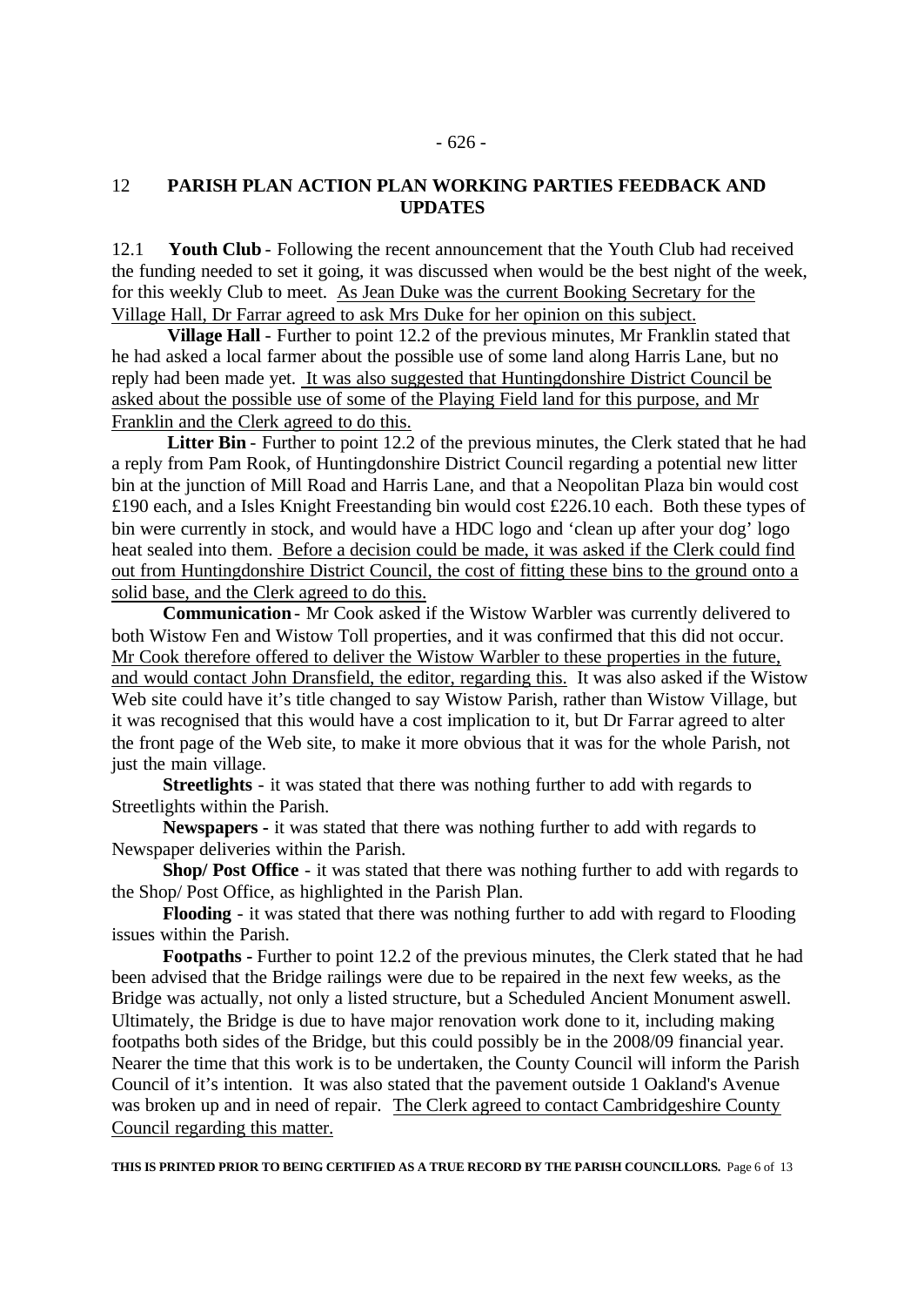## 12 PARISH PLAN ACTION PLAN WORKING PARTIES FEEDBACK AND UPDATES

12.1 **Youth Club** - Following the recent announcement that the Youth Club had received the funding needed to set it going, it was discussed when would be the best night of the week, for this weekly Club to meet. <u>As Jean Duke was the current Booking Secretary for the Village Hall, Dr Farrar agreed to ask Mrs Duke for her opinion on this subject.</u>

**Village Hall** - Further to point 12.2 of the previous minutes, Mr Franklin stated that he had asked a local farmer about the possible use of some land along Harris Lane, but no reply had been made yet. <u>It was also suggested that Huntingdonshire District Council be asked about the possible use of some of the Playing Field land for this purpose, and Mr Franklin and the Clerk agreed to do this.</u>

**Litter Bin** - Further to point 12.2 of the previous minutes, the Clerk stated that he had a reply from Pam Rook, of Huntingdonshire District Council regarding a potential new litter bin at the junction of Mill Road and Harris Lane, and that a Neopolitan Plaza bin would cost £190 each, and a Isles Knight Freestanding bin would cost £226.10 each. Both these types of bin were currently in stock, and would have a HDC logo and 'clean up after your dog' logo heat sealed into them. <u>Before a decision could be made, it was asked if the Clerk could find out from Huntingdonshire District Council, the cost of fitting these bins to the ground onto a solid base, and the Clerk agreed to do this.</u>

**Communication** - Mr Cook asked if the Wistow Warbler was currently delivered to both Wistow Fen and Wistow Toll properties, and it was confirmed that this did not occur. <u>Mr Cook therefore offered to deliver the Wistow Warbler to these properties in the future, and would contact John Dransfield, the editor, regarding this.</u> It was also asked if the Wistow Web site could have it's title changed to say Wistow Parish, rather than Wistow Village, but it was recognised that this would have a cost implication to it, but Dr Farrar agreed to alter the front page of the Web site, to make it more obvious that it was for the whole Parish, not just the main village.

**Streetlights** - it was stated that there was nothing further to add with regards to Streetlights within the Parish.

**Newspapers** - it was stated that there was nothing further to add with regards to Newspaper deliveries within the Parish.

**Shop/ Post Office** - it was stated that there was nothing further to add with regards to the Shop/ Post Office, as highlighted in the Parish Plan.

**Flooding** - it was stated that there was nothing further to add with regard to Flooding issues within the Parish.

**Footpaths** - Further to point 12.2 of the previous minutes, the Clerk stated that he had been advised that the Bridge railings were due to be repaired in the next few weeks, as the Bridge was actually, not only a listed structure, but a Scheduled Ancient Monument aswell. Ultimately, the Bridge is due to have major renovation work done to it, including making footpaths both sides of the Bridge, but this could possibly be in the 2008/09 financial year. Nearer the time that this work is to be undertaken, the County Council will inform the Parish Council of it's intention. It was also stated that the pavement outside 1 Oakland's Avenue was broken up and in need of repair. <u>The Clerk agreed to contact Cambridgeshire County Council regarding this matter.</u>

**THIS IS PRINTED PRIOR TO BEING CERTIFIED AS A TRUE RECORD BY THE PARISH COUNCILLORS.**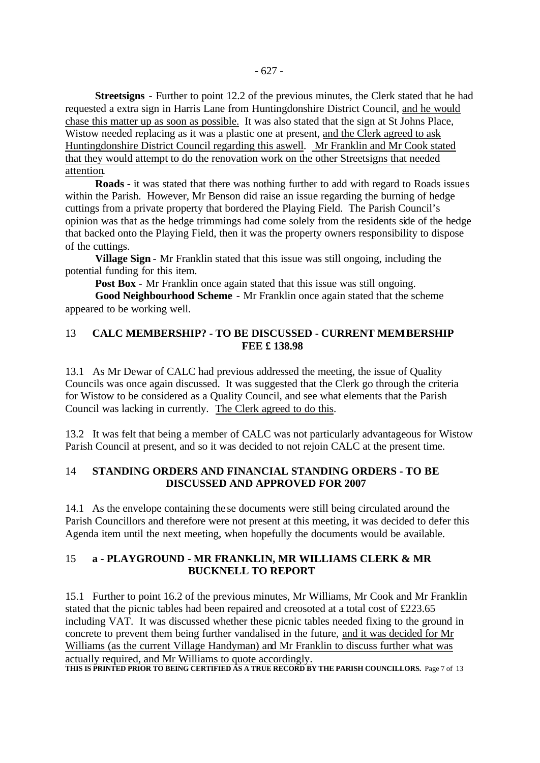**Streetsigns** - Further to point 12.2 of the previous minutes, the Clerk stated that he had requested a extra sign in Harris Lane from Huntingdonshire District Council, <u>and he would chase this matter up as soon as possible.</u> It was also stated that the sign at St Johns Place, Wistow needed replacing as it was a plastic one at present, <u>and the Clerk agreed to ask Huntingdonshire District Council regarding this aswell</u>. <u>Mr Franklin and Mr Cook stated that they would attempt to do the renovation work on the other Streetsigns that needed attention</u>.

**Roads** - it was stated that there was nothing further to add with regard to Roads issues within the Parish. However, Mr Benson did raise an issue regarding the burning of hedge cuttings from a private property that bordered the Playing Field. The Parish Council's opinion was that as the hedge trimmings had come solely from the residents side of the hedge that backed onto the Playing Field, then it was the property owners responsibility to dispose of the cuttings.

**Village Sign** - Mr Franklin stated that this issue was still ongoing, including the potential funding for this item.

**Post Box** - Mr Franklin once again stated that this issue was still ongoing.

**Good Neighbourhood Scheme** - Mr Franklin once again stated that the scheme appeared to be working well.

## 13 CALC MEMBERSHIP? - TO BE DISCUSSED - CURRENT MEMBERSHIP FEE £ 138.98

13.1 As Mr Dewar of CALC had previous addressed the meeting, the issue of Quality Councils was once again discussed. It was suggested that the Clerk go through the criteria for Wistow to be considered as a Quality Council, and see what elements that the Parish Council was lacking in currently. <u>The Clerk agreed to do this</u>.

13.2 It was felt that being a member of CALC was not particularly advantageous for Wistow Parish Council at present, and so it was decided to not rejoin CALC at the present time.

## 14 STANDING ORDERS AND FINANCIAL STANDING ORDERS - TO BE DISCUSSED AND APPROVED FOR 2007

14.1 As the envelope containing these documents were still being circulated around the Parish Councillors and therefore were not present at this meeting, it was decided to defer this Agenda item until the next meeting, when hopefully the documents would be available.

## 15 a - PLAYGROUND - MR FRANKLIN, MR WILLIAMS CLERK & MR BUCKNELL TO REPORT

15.1 Further to point 16.2 of the previous minutes, Mr Williams, Mr Cook and Mr Franklin stated that the picnic tables had been repaired and creosoted at a total cost of £223.65 including VAT. It was discussed whether these picnic tables needed fixing to the ground in concrete to prevent them being further vandalised in the future, <u>and it was decided for Mr Williams (as the current Village Handyman) and Mr Franklin to discuss further what was actually required, and Mr Williams to quote accordingly.</u>

**THIS IS PRINTED PRIOR TO BEING CERTIFIED AS A TRUE RECORD BY THE PARISH COUNCILLORS.**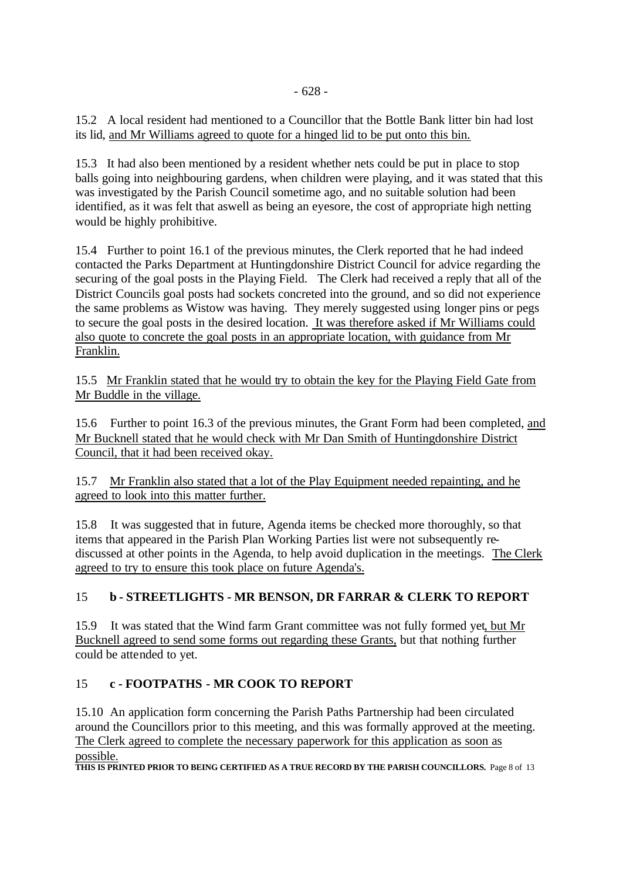15.2 A local resident had mentioned to a Councillor that the Bottle Bank litter bin had lost its lid, and Mr Williams agreed to quote for a hinged lid to be put onto this bin.

15.3 It had also been mentioned by a resident whether nets could be put in place to stop balls going into neighbouring gardens, when children were playing, and it was stated that this was investigated by the Parish Council sometime ago, and no suitable solution had been identified, as it was felt that aswell as being an eyesore, the cost of appropriate high netting would be highly prohibitive.

15.4 Further to point 16.1 of the previous minutes, the Clerk reported that he had indeed contacted the Parks Department at Huntingdonshire District Council for advice regarding the securing of the goal posts in the Playing Field. The Clerk had received a reply that all of the District Councils goal posts had sockets concreted into the ground, and so did not experience the same problems as Wistow was having. They merely suggested using longer pins or pegs to secure the goal posts in the desired location. It was therefore asked if Mr Williams could also quote to concrete the goal posts in an appropriate location, with guidance from Mr Franklin.

15.5 Mr Franklin stated that he would try to obtain the key for the Playing Field Gate from Mr Buddle in the village.

15.6 Further to point 16.3 of the previous minutes, the Grant Form had been completed, and Mr Bucknell stated that he would check with Mr Dan Smith of Huntingdonshire District Council, that it had been received okay.

15.7 Mr Franklin also stated that a lot of the Play Equipment needed repainting, and he agreed to look into this matter further.

15.8 It was suggested that in future, Agenda items be checked more thoroughly, so that items that appeared in the Parish Plan Working Parties list were not subsequently re-discussed at other points in the Agenda, to help avoid duplication in the meetings. The Clerk agreed to try to ensure this took place on future Agenda's.

## 15 b - STREETLIGHTS - MR BENSON, DR FARRAR & CLERK TO REPORT

15.9 It was stated that the Wind farm Grant committee was not fully formed yet, but Mr Bucknell agreed to send some forms out regarding these Grants, but that nothing further could be attended to yet.

## 15 c - FOOTPATHS - MR COOK TO REPORT

15.10 An application form concerning the Parish Paths Partnership had been circulated around the Councillors prior to this meeting, and this was formally approved at the meeting. The Clerk agreed to complete the necessary paperwork for this application as soon as possible.

**THIS IS PRINTED PRIOR TO BEING CERTIFIED AS A TRUE RECORD BY THE PARISH COUNCILLORS.**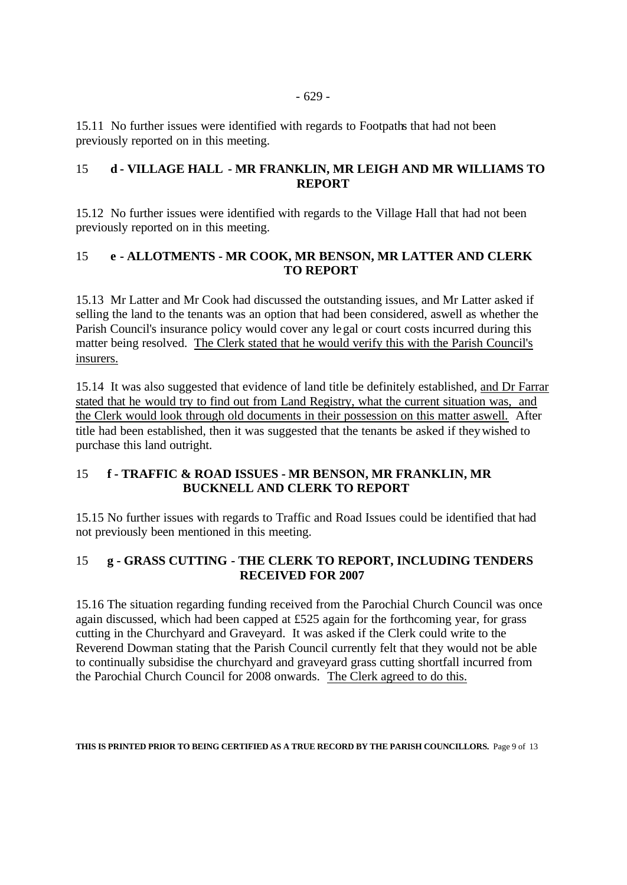15.11 No further issues were identified with regards to Footpaths that had not been previously reported on in this meeting.

### 15 d - VILLAGE HALL - MR FRANKLIN, MR LEIGH AND MR WILLIAMS TO REPORT

15.12 No further issues were identified with regards to the Village Hall that had not been previously reported on in this meeting.

### 15 e - ALLOTMENTS - MR COOK, MR BENSON, MR LATTER AND CLERK TO REPORT

15.13 Mr Latter and Mr Cook had discussed the outstanding issues, and Mr Latter asked if selling the land to the tenants was an option that had been considered, aswell as whether the Parish Council's insurance policy would cover any legal or court costs incurred during this matter being resolved. <u>The Clerk stated that he would verify this with the Parish Council's insurers.</u>

15.14 It was also suggested that evidence of land title be definitely established, <u>and Dr Farrar stated that he would try to find out from Land Registry, what the current situation was, and the Clerk would look through old documents in their possession on this matter aswell.</u> After title had been established, then it was suggested that the tenants be asked if they wished to purchase this land outright.

### 15 f - TRAFFIC & ROAD ISSUES - MR BENSON, MR FRANKLIN, MR BUCKNELL AND CLERK TO REPORT

15.15 No further issues with regards to Traffic and Road Issues could be identified that had not previously been mentioned in this meeting.

### 15 g - GRASS CUTTING - THE CLERK TO REPORT, INCLUDING TENDERS RECEIVED FOR 2007

15.16 The situation regarding funding received from the Parochial Church Council was once again discussed, which had been capped at £525 again for the forthcoming year, for grass cutting in the Churchyard and Graveyard. It was asked if the Clerk could write to the Reverend Dowman stating that the Parish Council currently felt that they would not be able to continually subsidise the churchyard and graveyard grass cutting shortfall incurred from the Parochial Church Council for 2008 onwards. <u>The Clerk agreed to do this.</u>

**THIS IS PRINTED PRIOR TO BEING CERTIFIED AS A TRUE RECORD BY THE PARISH COUNCILLORS.**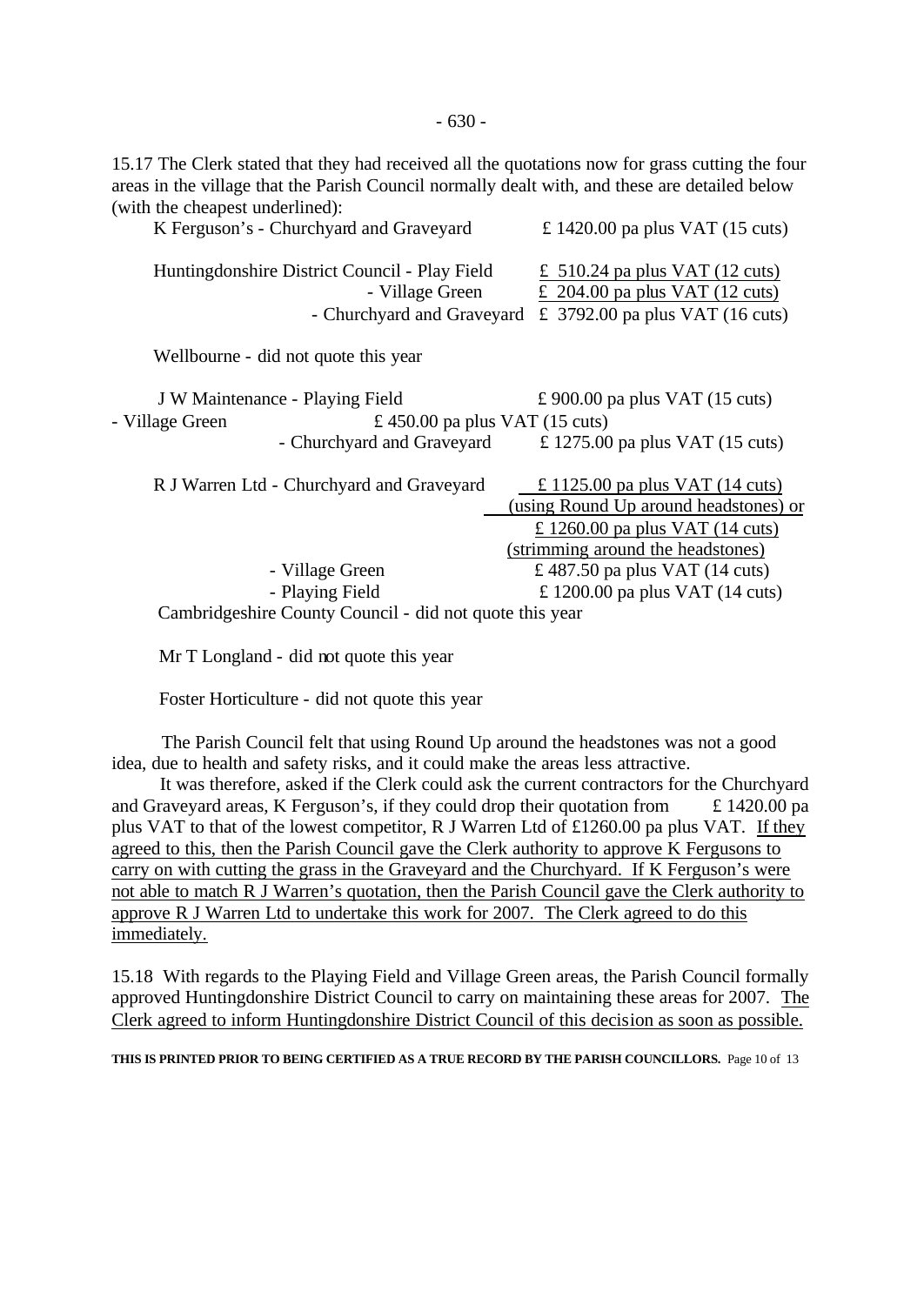15.17 The Clerk stated that they had received all the quotations now for grass cutting the four areas in the village that the Parish Council normally dealt with, and these are detailed below (with the cheapest underlined):

| Contractor | Area | Quotation |
|---|---|---|
| K Ferguson's | Churchyard and Graveyard | £ 1420.00 pa plus VAT (15 cuts) |
| Huntingdonshire District Council | Play Field | <u>£ 510.24 pa plus VAT (12 cuts)</u> |
| | Village Green | <u>£ 204.00 pa plus VAT (12 cuts)</u> |
| | Churchyard and Graveyard | £ 3792.00 pa plus VAT (16 cuts) |
| Wellbourne | did not quote this year | |
| J W Maintenance | Playing Field | £ 900.00 pa plus VAT (15 cuts) |
| | Village Green | £ 450.00 pa plus VAT (15 cuts) |
| | Churchyard and Graveyard | £ 1275.00 pa plus VAT (15 cuts) |
| R J Warren Ltd | Churchyard and Graveyard | <u>£ 1125.00 pa plus VAT (14 cuts) (using Round Up around headstones) or £ 1260.00 pa plus VAT (14 cuts) (strimming around the headstones)</u> |
| | Village Green | £ 487.50 pa plus VAT (14 cuts) |
| | Playing Field | £ 1200.00 pa plus VAT (14 cuts) |
| Cambridgeshire County Council | did not quote this year | |
| Mr T Longland | did not quote this year | |
| Foster Horticulture | did not quote this year | |

The Parish Council felt that using Round Up around the headstones was not a good idea, due to health and safety risks, and it could make the areas less attractive.

It was therefore, asked if the Clerk could ask the current contractors for the Churchyard and Graveyard areas, K Ferguson's, if they could drop their quotation from £ 1420.00 pa plus VAT to that of the lowest competitor, R J Warren Ltd of £1260.00 pa plus VAT. <u>If they agreed to this, then the Parish Council gave the Clerk authority to approve K Fergusons to carry on with cutting the grass in the Graveyard and the Churchyard. If K Ferguson's were not able to match R J Warren's quotation, then the Parish Council gave the Clerk authority to approve R J Warren Ltd to undertake this work for 2007. The Clerk agreed to do this immediately.</u>

15.18 With regards to the Playing Field and Village Green areas, the Parish Council formally approved Huntingdonshire District Council to carry on maintaining these areas for 2007. <u>The Clerk agreed to inform Huntingdonshire District Council of this decision as soon as possible.</u>

**THIS IS PRINTED PRIOR TO BEING CERTIFIED AS A TRUE RECORD BY THE PARISH COUNCILLORS.**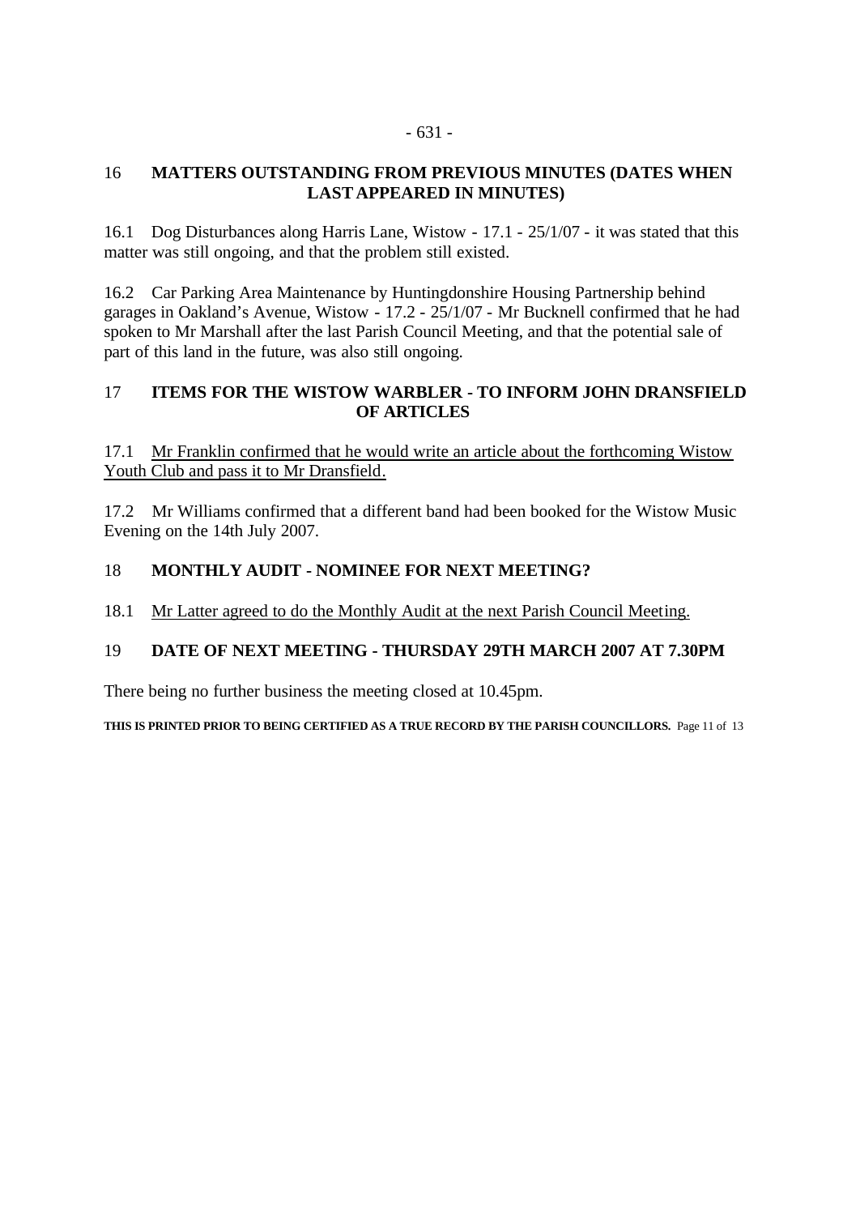## 16 MATTERS OUTSTANDING FROM PREVIOUS MINUTES (DATES WHEN LAST APPEARED IN MINUTES)

16.1 Dog Disturbances along Harris Lane, Wistow - 17.1 - 25/1/07 - it was stated that this matter was still ongoing, and that the problem still existed.

16.2 Car Parking Area Maintenance by Huntingdonshire Housing Partnership behind garages in Oakland's Avenue, Wistow - 17.2 - 25/1/07 - Mr Bucknell confirmed that he had spoken to Mr Marshall after the last Parish Council Meeting, and that the potential sale of part of this land in the future, was also still ongoing.

## 17 ITEMS FOR THE WISTOW WARBLER - TO INFORM JOHN DRANSFIELD OF ARTICLES

17.1 <u>Mr Franklin confirmed that he would write an article about the forthcoming Wistow Youth Club and pass it to Mr Dransfield.</u>

17.2 Mr Williams confirmed that a different band had been booked for the Wistow Music Evening on the 14th July 2007.

## 18 MONTHLY AUDIT - NOMINEE FOR NEXT MEETING?

18.1 <u>Mr Latter agreed to do the Monthly Audit at the next Parish Council Meeting.</u>

## 19 DATE OF NEXT MEETING - THURSDAY 29TH MARCH 2007 AT 7.30PM

There being no further business the meeting closed at 10.45pm.

**THIS IS PRINTED PRIOR TO BEING CERTIFIED AS A TRUE RECORD BY THE PARISH COUNCILLORS.**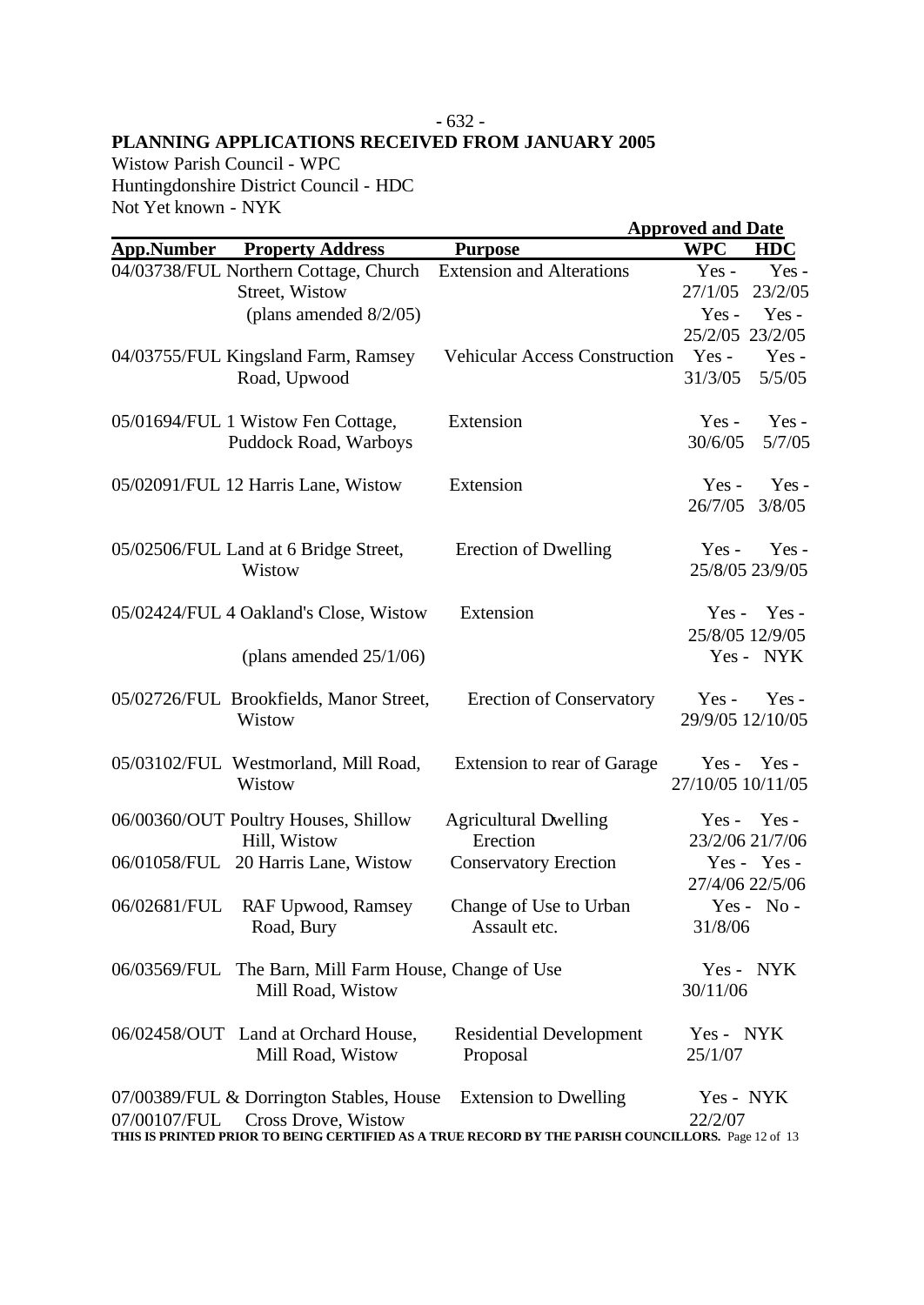# PLANNING APPLICATIONS RECEIVED FROM JANUARY 2005

Wistow Parish Council - WPC
Huntingdonshire District Council - HDC
Not Yet known - NYK

| App.Number | Property Address | Purpose | Approved and Date WPC | HDC |
|---|---|---|---|---|
| 04/03738/FUL | Northern Cottage, Church Street, Wistow | Extension and Alterations | Yes - 27/1/05 | Yes - 23/2/05 |
| | (plans amended 8/2/05) | | Yes - 25/2/05 | Yes - 23/2/05 |
| 04/03755/FUL | Kingsland Farm, Ramsey Road, Upwood | Vehicular Access Construction | Yes - 31/3/05 | Yes - 5/5/05 |
| 05/01694/FUL | 1 Wistow Fen Cottage, Puddock Road, Warboys | Extension | Yes - 30/6/05 | Yes - 5/7/05 |
| 05/02091/FUL | 12 Harris Lane, Wistow | Extension | Yes - 26/7/05 | Yes - 3/8/05 |
| 05/02506/FUL | Land at 6 Bridge Street, Wistow | Erection of Dwelling | Yes - 25/8/05 | Yes - 23/9/05 |
| 05/02424/FUL | 4 Oakland's Close, Wistow | Extension | Yes - 25/8/05 | Yes - 12/9/05 |
| | (plans amended 25/1/06) | | Yes - | NYK |
| 05/02726/FUL | Brookfields, Manor Street, Wistow | Erection of Conservatory | Yes - 29/9/05 | Yes - 12/10/05 |
| 05/03102/FUL | Westmorland, Mill Road, Wistow | Extension to rear of Garage | Yes - 27/10/05 | Yes - 10/11/05 |
| 06/00360/OUT | Poultry Houses, Shillow Hill, Wistow | Agricultural Dwelling Erection | Yes - 23/2/06 | Yes - 21/7/06 |
| 06/01058/FUL | 20 Harris Lane, Wistow | Conservatory Erection | Yes - 27/4/06 | Yes - 22/5/06 |
| 06/02681/FUL | RAF Upwood, Ramsey Road, Bury | Change of Use to Urban Assault etc. | Yes - 31/8/06 | No - |
| 06/03569/FUL | The Barn, Mill Farm House, Mill Road, Wistow | Change of Use | Yes - 30/11/06 | NYK |
| 06/02458/OUT | Land at Orchard House, Mill Road, Wistow | Residential Development Proposal | Yes - 25/1/07 | NYK |
| 07/00389/FUL & 07/00107/FUL | Dorrington Stables, House Cross Drove, Wistow | Extension to Dwelling | Yes - 22/2/07 | NYK |

THIS IS PRINTED PRIOR TO BEING CERTIFIED AS A TRUE RECORD BY THE PARISH COUNCILLORS.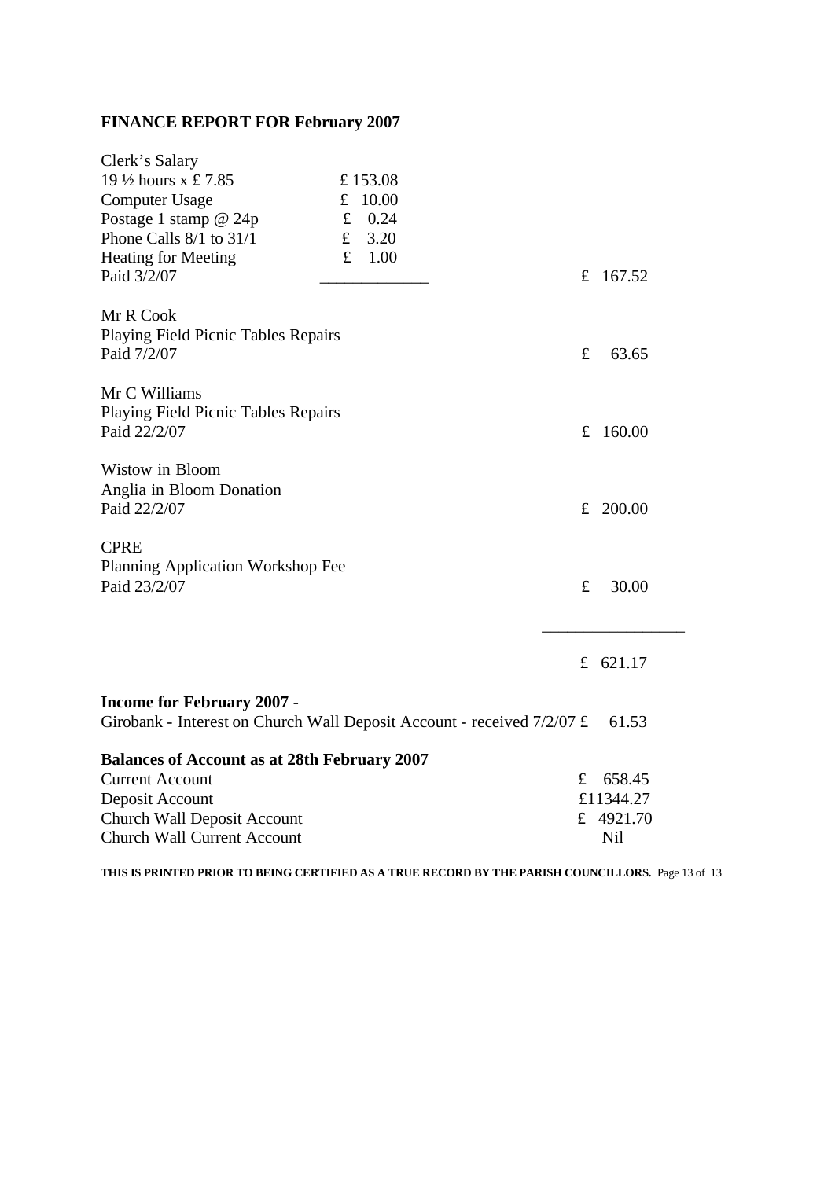**FINANCE REPORT FOR February 2007**

Clerk's Salary

| | | |
|---|---|---|
| 19 ½ hours x £ 7.85 | £ 153.08 | |
| Computer Usage | £ 10.00 | |
| Postage 1 stamp @ 24p | £ 0.24 | |
| Phone Calls 8/1 to 31/1 | £ 3.20 | |
| Heating for Meeting | £ 1.00 | |
| Paid 3/2/07 | | £ 167.52 |

Mr R Cook
Playing Field Picnic Tables Repairs
Paid 7/2/07 — £ 63.65

Mr C Williams
Playing Field Picnic Tables Repairs
Paid 22/2/07 — £ 160.00

Wistow in Bloom
Anglia in Bloom Donation
Paid 22/2/07 — £ 200.00

CPRE
Planning Application Workshop Fee
Paid 23/2/07 — £ 30.00

£ 621.17

**Income for February 2007 -**

Girobank - Interest on Church Wall Deposit Account - received 7/2/07 £ 61.53

**Balances of Account as at 28th February 2007**

| | |
|---|---|
| Current Account | £ 658.45 |
| Deposit Account | £11344.27 |
| Church Wall Deposit Account | £ 4921.70 |
| Church Wall Current Account | Nil |

**THIS IS PRINTED PRIOR TO BEING CERTIFIED AS A TRUE RECORD BY THE PARISH COUNCILLORS.**